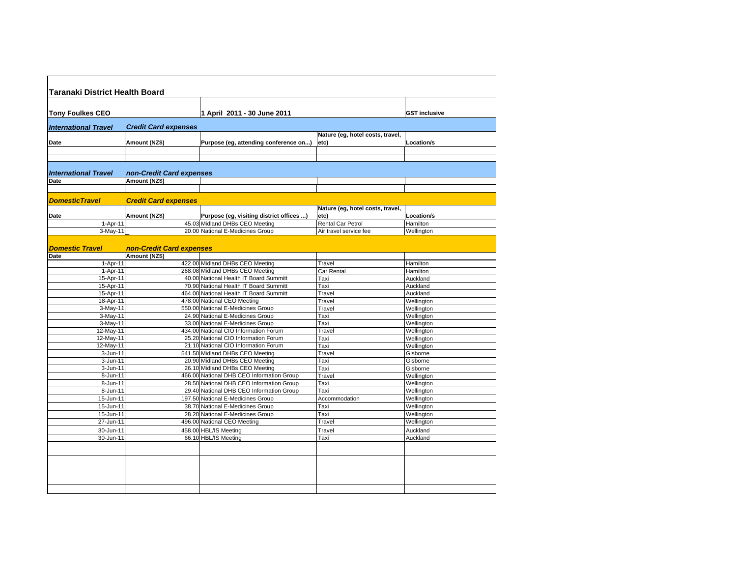# Taranaki District Health Board

**Tony Foulkes CEO** | **1 April 2011 - 30 June 2011** | **GST inclusive**

## *International Travel* — *Credit Card expenses*

| Date | Amount (NZ$) | Purpose (eg, attending conference on...) | Nature (eg, hotel costs, travel, etc) | Location/s |
|---|---|---|---|---|
| | | | | |

## *International Travel* — *non-Credit Card expenses*

| Date | Amount (NZ$) | | | |
|---|---|---|---|---|
| | | | | |

## *DomesticTravel* — *Credit Card expenses*

| Date | Amount (NZ$) | Purpose (eg, visiting district offices ...) | Nature (eg, hotel costs, travel, etc) | Location/s |
|---|---|---|---|---|
| 1-Apr-11 | 45.03 | Midland DHBs CEO Meeting | Rental Car Petrol | Hamilton |
| 3-May-11 | 20.00 | National E-Medicines Group | Air travel service fee | Wellington |

## *Domestic Travel* — *non-Credit Card expenses*

| Date | Amount (NZ$) | | | |
|---|---|---|---|---|
| 1-Apr-11 | 422.00 | Midland DHBs CEO Meeting | Travel | Hamilton |
| 1-Apr-11 | 268.08 | Midland DHBs CEO Meeting | Car Rental | Hamilton |
| 15-Apr-11 | 40.00 | National Health IT Board Summitt | Taxi | Auckland |
| 15-Apr-11 | 70.90 | National Health IT Board Summitt | Taxi | Auckland |
| 15-Apr-11 | 464.00 | National Health IT Board Summitt | Travel | Auckland |
| 18-Apr-11 | 478.00 | National CEO Meeting | Travel | Wellington |
| 3-May-11 | 550.00 | National E-Medicines Group | Travel | Wellington |
| 3-May-11 | 24.90 | National E-Medicines Group | Taxi | Wellington |
| 3-May-11 | 33.00 | National E-Medicines Group | Taxi | Wellington |
| 12-May-11 | 434.00 | National CIO Information Forum | Travel | Wellington |
| 12-May-11 | 25.20 | National CIO Information Forum | Taxi | Wellington |
| 12-May-11 | 21.10 | National CIO Information Forum | Taxi | Wellington |
| 3-Jun-11 | 541.50 | Midland DHBs CEO Meeting | Travel | Gisborne |
| 3-Jun-11 | 20.90 | Midland DHBs CEO Meeting | Taxi | Gisborne |
| 3-Jun-11 | 26.10 | Midland DHBs CEO Meeting | Taxi | Gisborne |
| 8-Jun-11 | 466.00 | National DHB CEO Information Group | Travel | Wellington |
| 8-Jun-11 | 28.50 | National DHB CEO Information Group | Taxi | Wellington |
| 8-Jun-11 | 29.40 | National DHB CEO Information Group | Taxi | Wellington |
| 15-Jun-11 | 197.50 | National E-Medicines Group | Accommodation | Wellington |
| 15-Jun-11 | 38.70 | National E-Medicines Group | Taxi | Wellington |
| 15-Jun-11 | 28.20 | National E-Medicines Group | Taxi | Wellington |
| 27-Jun-11 | 496.00 | National CEO Meeting | Travel | Wellington |
| 30-Jun-11 | 458.00 | HBL/IS Meeting | Travel | Auckland |
| 30-Jun-11 | 66.10 | HBL/IS Meeting | Taxi | Auckland |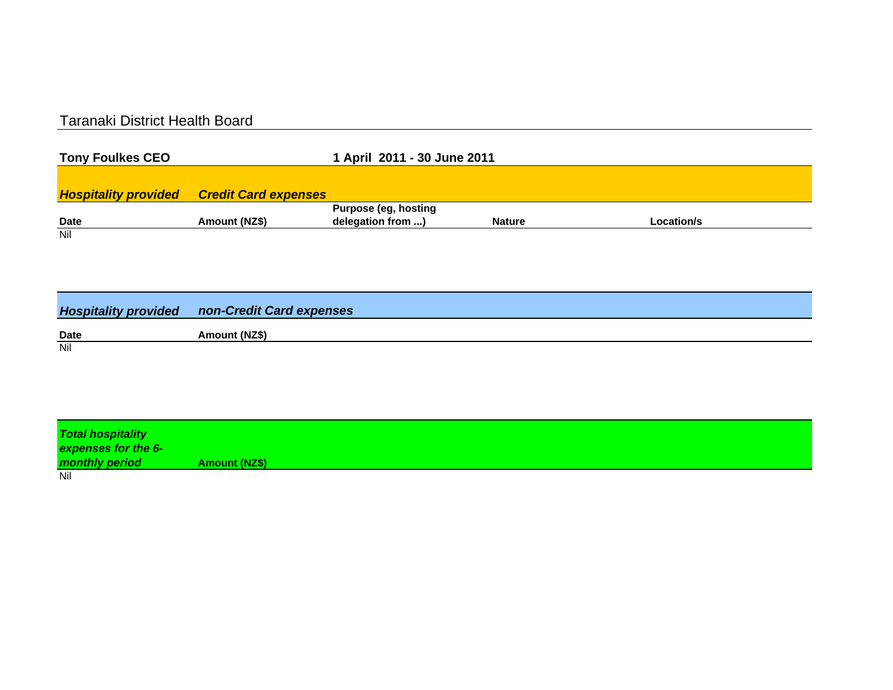# Taranaki District Health Board

**Tony Foulkes CEO** **1 April 2011 - 30 June 2011**

***Hospitality provided*** ***Credit Card expenses***

| Date | Amount (NZ$) | Purpose (eg, hosting delegation from ...) | Nature | Location/s |
|---|---|---|---|---|
| Nil | | | | |

***Hospitality provided*** ***non-Credit Card expenses***

| Date | Amount (NZ$) |
|---|---|
| Nil | |

| *Total hospitality expenses for the 6-monthly period* | Amount (NZ$) |
|---|---|
| Nil | |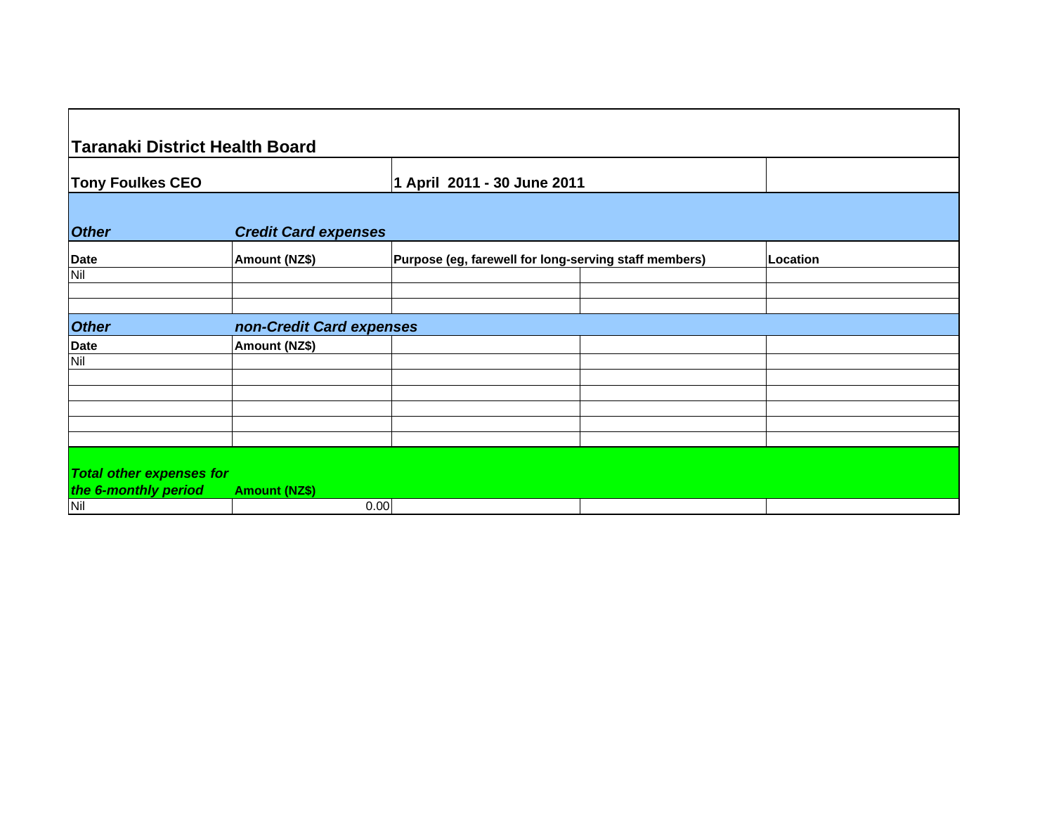## Taranaki District Health Board

| **Tony Foulkes CEO** | | **1 April 2011 - 30 June 2011** | | |
|---|---|---|---|---|
| ***Other*** | ***Credit Card expenses*** | | | |
| **Date** | **Amount (NZ$)** | **Purpose (eg, farewell for long-serving staff members)** | | **Location** |
| Nil | | | | |
| | | | | |
| | | | | |
| ***Other*** | ***non-Credit Card expenses*** | | | |
| **Date** | **Amount (NZ$)** | | | |
| Nil | | | | |
| | | | | |
| | | | | |
| | | | | |
| | | | | |
| | | | | |
| ***Total other expenses for the 6-monthly period*** | **Amount (NZ$)** | | | |
| Nil | 0.00 | | | |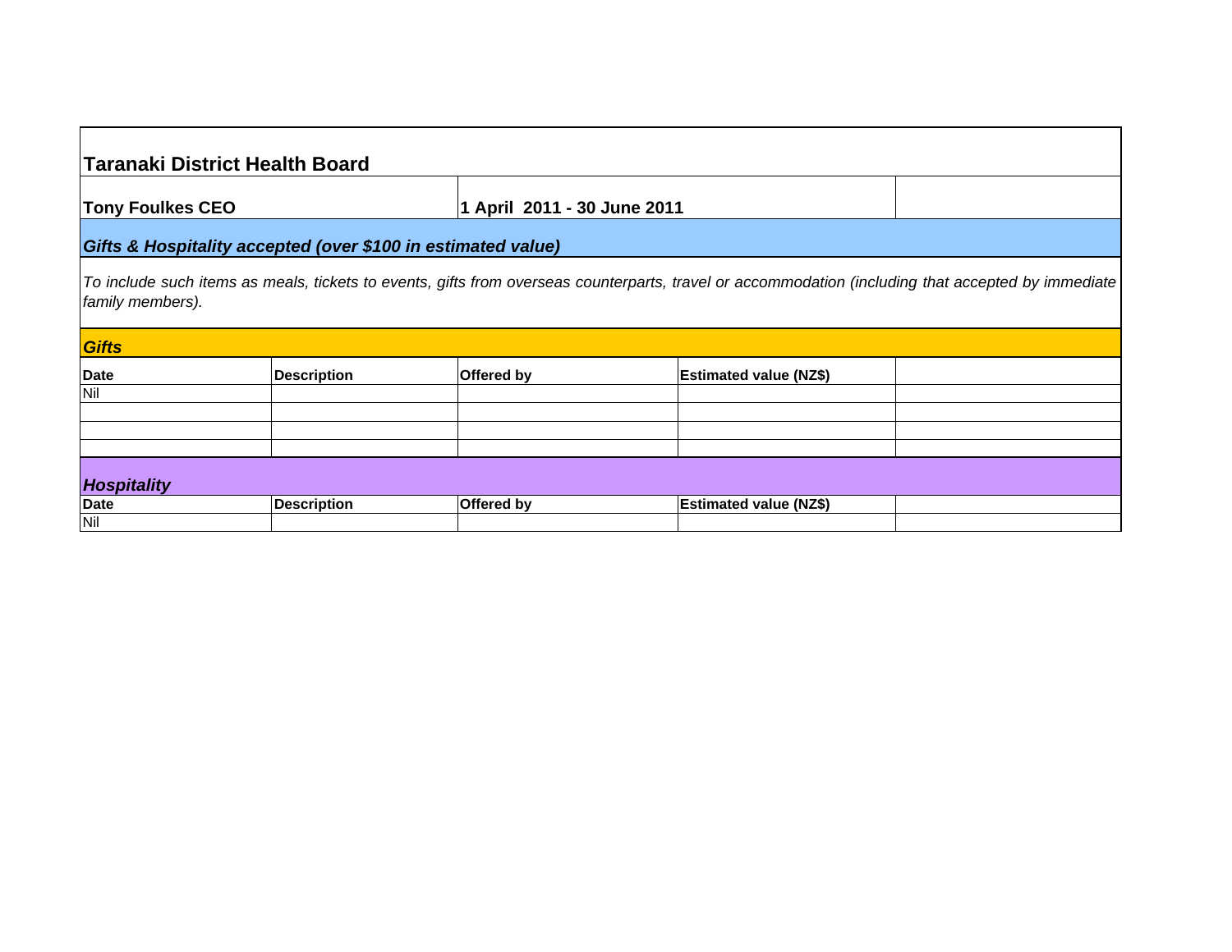## Taranaki District Health Board

**Tony Foulkes CEO** | **1 April 2011 - 30 June 2011**

### *Gifts & Hospitality accepted (over $100 in estimated value)*

*To include such items as meals, tickets to events, gifts from overseas counterparts, travel or accommodation (including that accepted by immediate family members).*

### *Gifts*

| Date | Description | Offered by | Estimated value (NZ$) | |
|---|---|---|---|---|
| Nil | | | | |
| | | | | |
| | | | | |
| | | | | |

### *Hospitality*

| Date | Description | Offered by | Estimated value (NZ$) | |
|---|---|---|---|---|
| Nil | | | | |